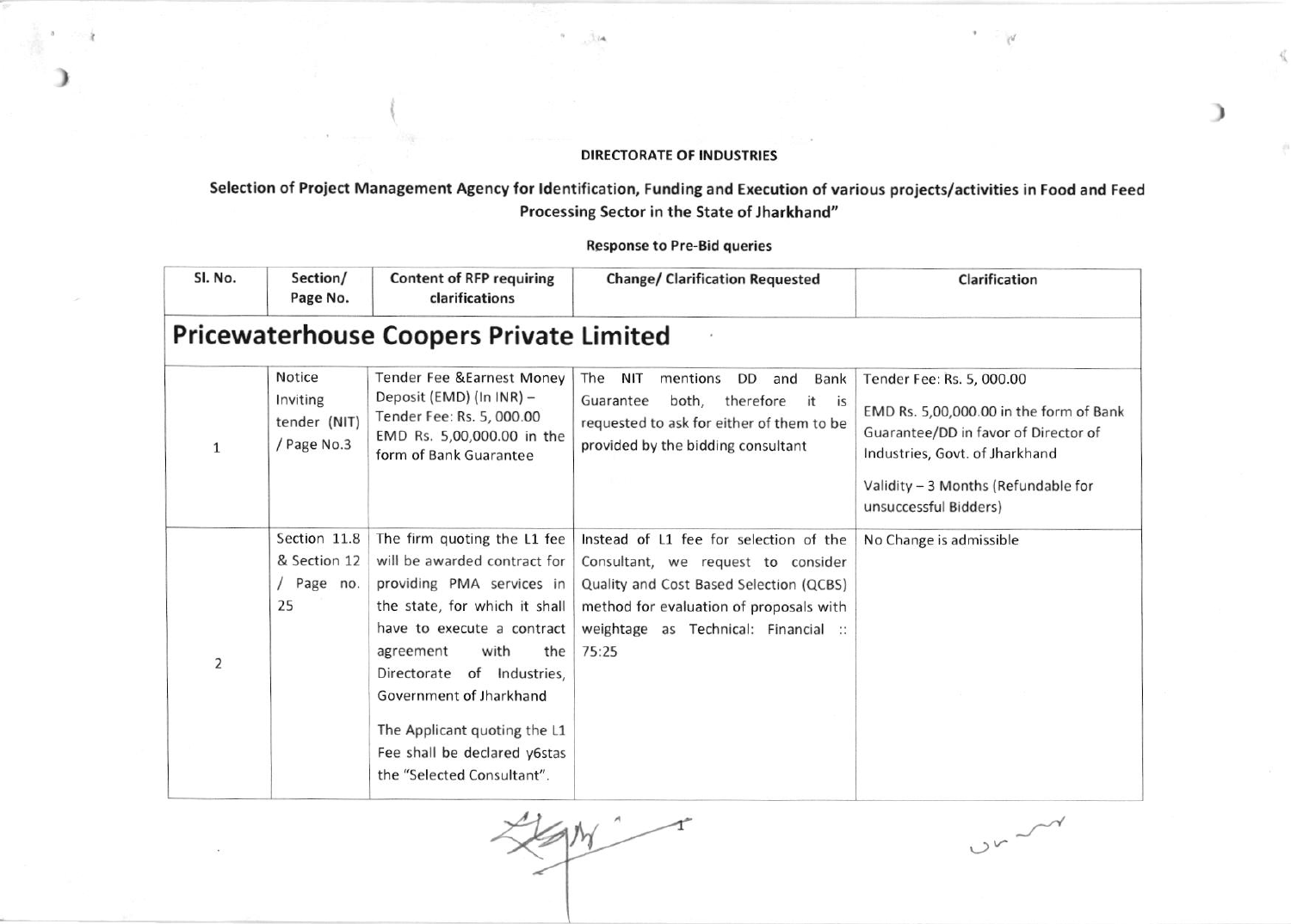**DIRECTORATE OF INDUSTRIES**

**Selection of Project Management Agency for Identification, Funding and Execution of various projects/activities in Food and Feed Processing Sector in the State of Jharkhand"**

**Response to Pre-Bid queries**

| Sl. No. | Section/ Page No. | Content of RFP requiring clarifications | Change/ Clarification Requested | Clarification |
|---|---|---|---|---|
| **Pricewaterhouse Coopers Private Limited** | | | | |
| 1 | Notice Inviting tender (NIT) / Page No.3 | Tender Fee &Earnest Money Deposit (EMD) (In INR) – Tender Fee: Rs. 5, 000.00 EMD Rs. 5,00,000.00 in the form of Bank Guarantee | The NIT mentions DD and Bank Guarantee both, therefore it is requested to ask for either of them to be provided by the bidding consultant | Tender Fee: Rs. 5, 000.00<br><br>EMD Rs. 5,00,000.00 in the form of Bank Guarantee/DD in favor of Director of Industries, Govt. of Jharkhand<br><br>Validity – 3 Months (Refundable for unsuccessful Bidders) |
| 2 | Section 11.8 & Section 12 / Page no. 25 | The firm quoting the L1 fee will be awarded contract for providing PMA services in the state, for which it shall have to execute a contract agreement with the Directorate of Industries, Government of Jharkhand<br><br>The Applicant quoting the L1 Fee shall be declared y6stas the "Selected Consultant". | Instead of L1 fee for selection of the Consultant, we request to consider Quality and Cost Based Selection (QCBS) method for evaluation of proposals with weightage as Technical: Financial :: 75:25 | No Change is admissible |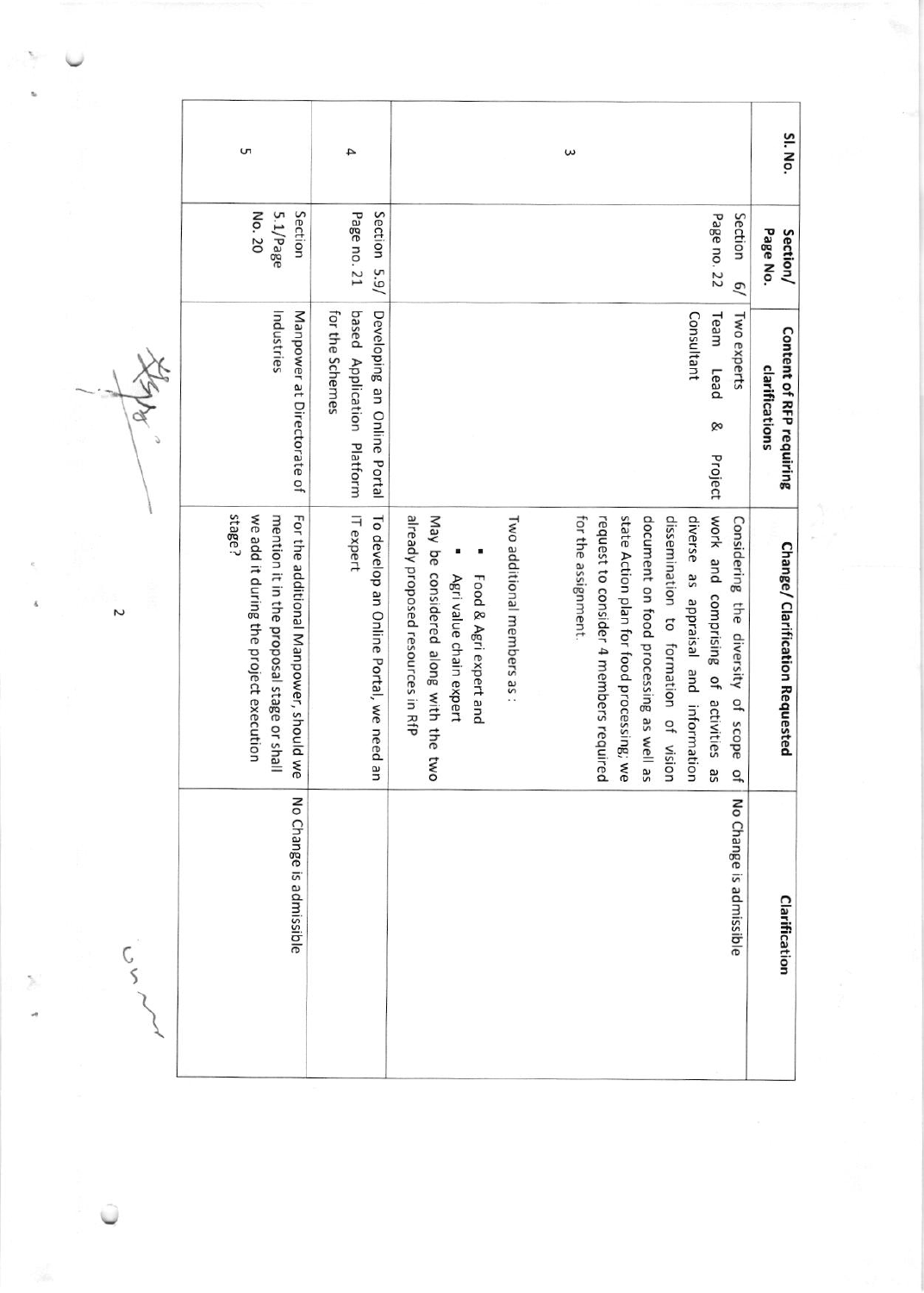| Sl. No. | Section/ Page No. | Content of RFP requiring clarifications | Change/ Clarification Requested | Clarification |
|---|---|---|---|---|
| 3 | Section 6/ Page no. 22 | Two experts<br>Team Lead & Project Consultant | Considering the diversity of scope of work and comprising of activities as diverse as appraisal and information dissemination to formation of vision document on food processing as well as state Action plan for food processing, we request to consider 4 members required for the assignment.<br><br>Two additional members as :<br>▪ Food & Agri expert and<br>▪ Agri value chain expert<br><br>May be considered along with the two already proposed resources in RfP | No Change is admissible |
| 4 | Section 5.9/ Page no. 21 | Developing an Online Portal based Application Platform for the Schemes | To develop an Online Portal, we need an IT expert | |
| 5 | Section 5.1/Page No. 20 | Manpower at Directorate of Industries | For the additional Manpower, should we mention it in the proposal stage or shall we add it during the project execution stage? | No Change is admissible |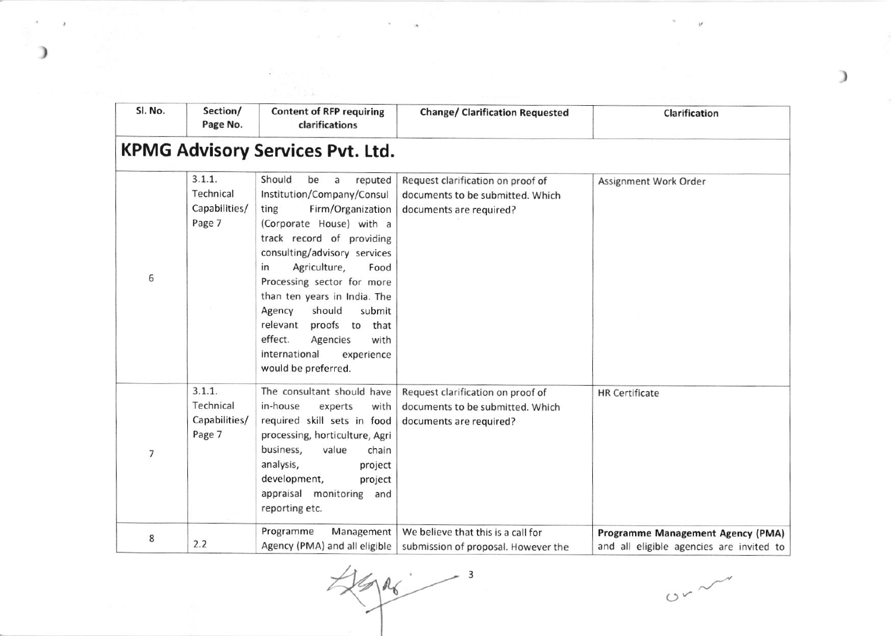| Sl. No. | Section/ Page No. | Content of RFP requiring clarifications | Change/ Clarification Requested | Clarification |
|---|---|---|---|---|
| **KPMG Advisory Services Pvt. Ltd.** | | | | |
| 6 | 3.1.1. Technical Capabilities/ Page 7 | Should be a reputed Institution/Company/Consulting Firm/Organization (Corporate House) with a track record of providing consulting/advisory services in Agriculture, Food Processing sector for more than ten years in India. The Agency should submit relevant proofs to that effect. Agencies with international experience would be preferred. | Request clarification on proof of documents to be submitted. Which documents are required? | Assignment Work Order |
| 7 | 3.1.1. Technical Capabilities/ Page 7 | The consultant should have in-house experts with required skill sets in food processing, horticulture, Agri business, value chain analysis, project development, project appraisal monitoring and reporting etc. | Request clarification on proof of documents to be submitted. Which documents are required? | HR Certificate |
| 8 | 2.2 | Programme Management Agency (PMA) and all eligible | We believe that this is a call for submission of proposal. However the | **Programme Management Agency (PMA)** and all eligible agencies are invited to |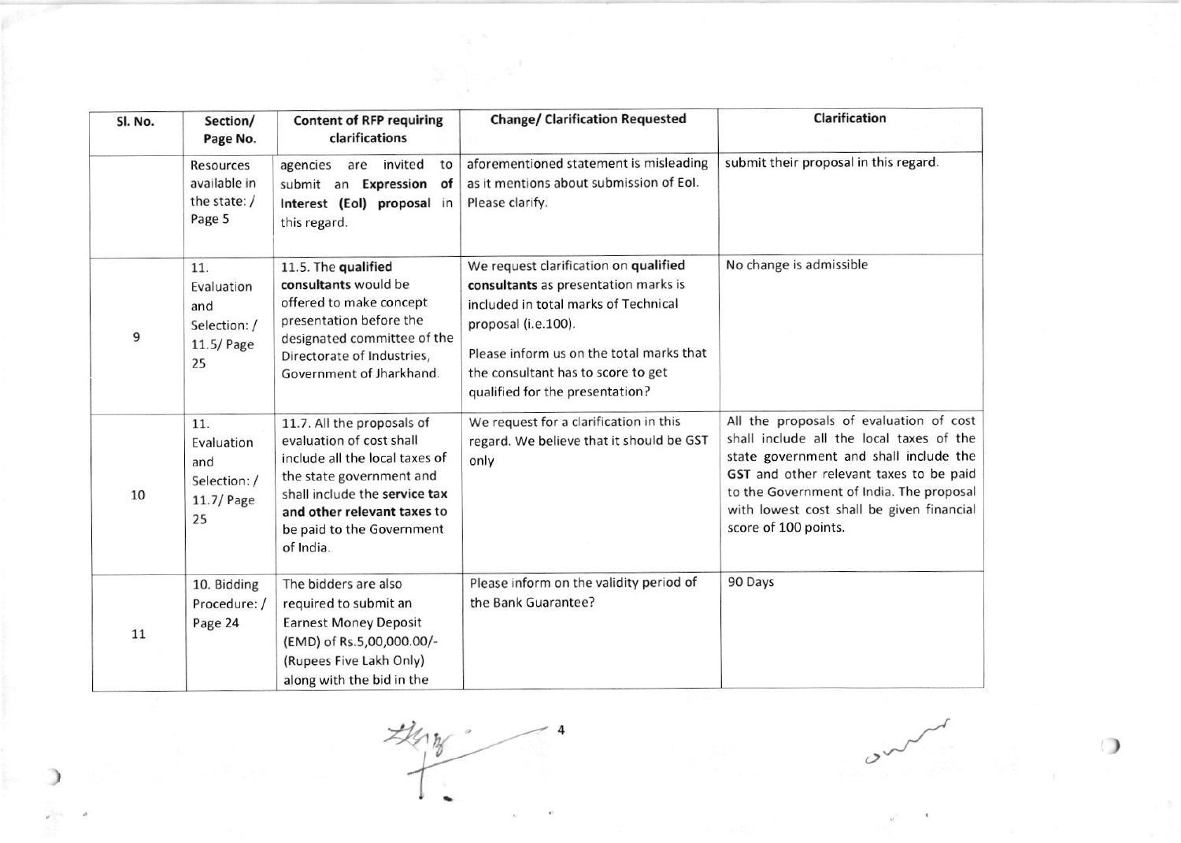| Sl. No. | Section/ Page No. | Content of RFP requiring clarifications | Change/ Clarification Requested | Clarification |
|---|---|---|---|---|
| | Resources available in the state: / Page 5 | agencies are invited to submit an **Expression of Interest (EoI) proposal** in this regard. | aforementioned statement is misleading as it mentions about submission of EoI. Please clarify. | submit their proposal in this regard. |
| 9 | 11. Evaluation and Selection: / 11.5/ Page 25 | 11.5. The **qualified consultants** would be offered to make concept presentation before the designated committee of the Directorate of Industries, Government of Jharkhand. | We request clarification on **qualified consultants** as presentation marks is included in total marks of Technical proposal (i.e.100). Please inform us on the total marks that the consultant has to score to get qualified for the presentation? | No change is admissible |
| 10 | 11. Evaluation and Selection: / 11.7/ Page 25 | 11.7. All the proposals of evaluation of cost shall include all the local taxes of the state government and shall include the **service tax and other relevant taxes** to be paid to the Government of India. | We request for a clarification in this regard. We believe that it should be GST only | All the proposals of evaluation of cost shall include all the local taxes of the state government and shall include the **GST** and other relevant taxes to be paid to the Government of India. The proposal with lowest cost shall be given financial score of 100 points. |
| 11 | 10. Bidding Procedure: / Page 24 | The bidders are also required to submit an Earnest Money Deposit (EMD) of Rs.5,00,000.00/- (Rupees Five Lakh Only) along with the bid in the | Please inform on the validity period of the Bank Guarantee? | 90 Days |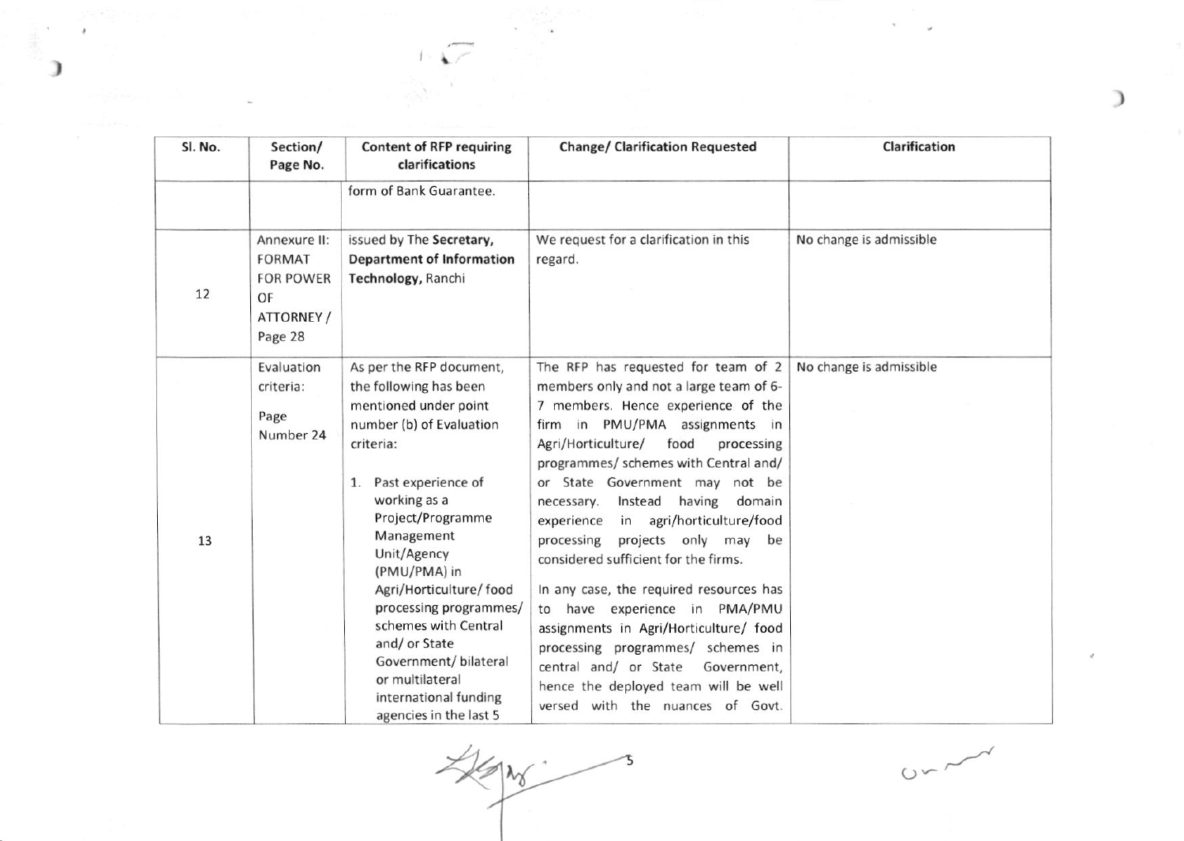| Sl. No. | Section/ Page No. | Content of RFP requiring clarifications | Change/ Clarification Requested | Clarification |
|---|---|---|---|---|
| | | form of Bank Guarantee. | | |
| 12 | Annexure II: FORMAT FOR POWER OF ATTORNEY / Page 28 | issued by The **Secretary, Department of Information Technology,** Ranchi | We request for a clarification in this regard. | No change is admissible |
| 13 | Evaluation criteria: Page Number 24 | As per the RFP document, the following has been mentioned under point number (b) of Evaluation criteria: 1. Past experience of working as a Project/Programme Management Unit/Agency (PMU/PMA) in Agri/Horticulture/ food processing programmes/ schemes with Central and/ or State Government/ bilateral or multilateral international funding agencies in the last 5 | The RFP has requested for team of 2 members only and not a large team of 6-7 members. Hence experience of the firm in PMU/PMA assignments in Agri/Horticulture/ food processing programmes/ schemes with Central and/ or State Government may not be necessary. Instead having domain experience in agri/horticulture/food processing projects only may be considered sufficient for the firms. In any case, the required resources has to have experience in PMA/PMU assignments in Agri/Horticulture/ food processing programmes/ schemes in central and/ or State Government, hence the deployed team will be well versed with the nuances of Govt. | No change is admissible |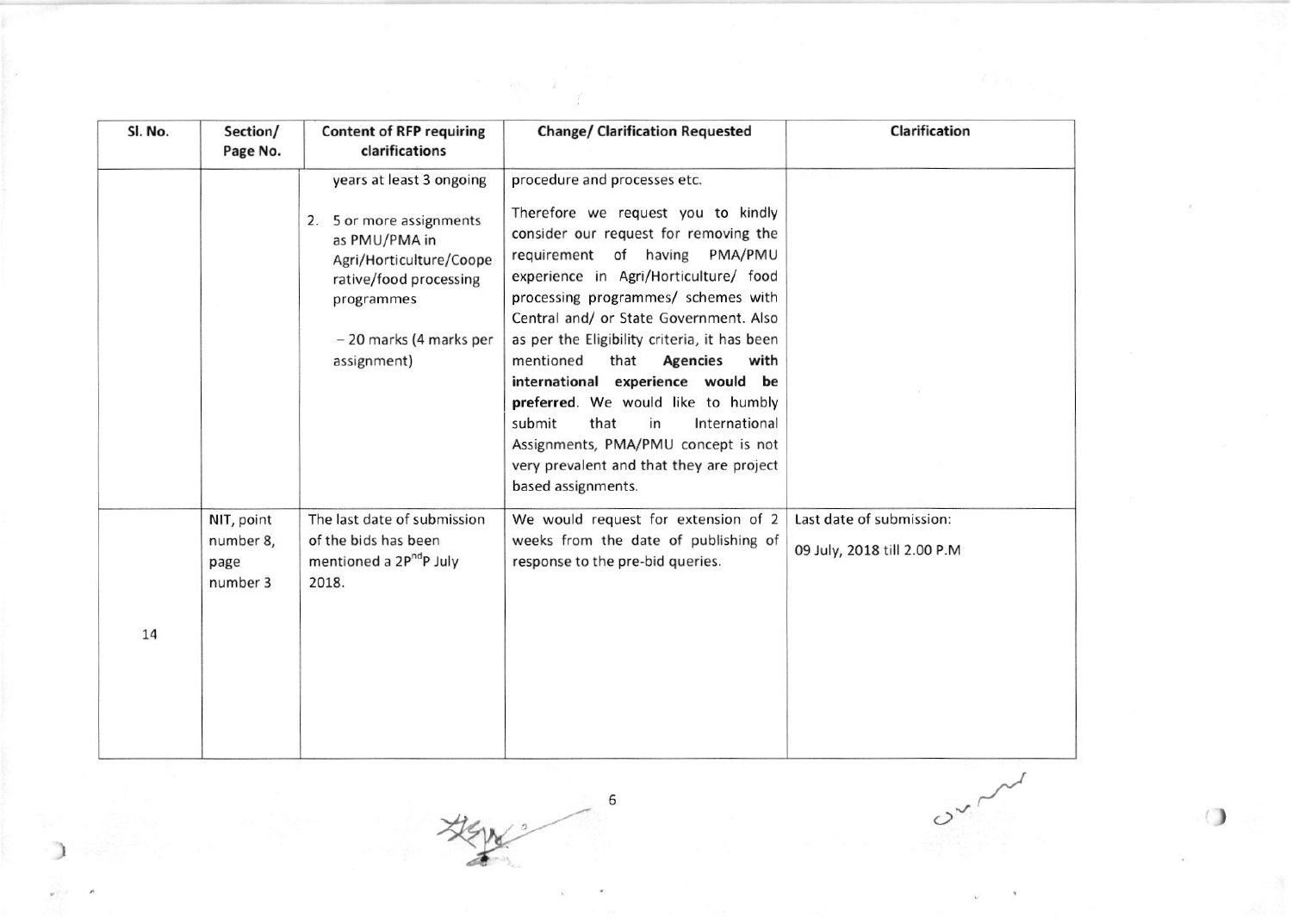| Sl. No. | Section/ Page No. | Content of RFP requiring clarifications | Change/ Clarification Requested | Clarification |
|---|---|---|---|---|
| | | years at least 3 ongoing<br><br>2. 5 or more assignments as PMU/PMA in Agri/Horticulture/Cooperative/food processing programmes<br><br>– 20 marks (4 marks per assignment) | procedure and processes etc.<br><br>Therefore we request you to kindly consider our request for removing the requirement of having PMA/PMU experience in Agri/Horticulture/ food processing programmes/ schemes with Central and/ or State Government. Also as per the Eligibility criteria, it has been mentioned that **Agencies with international experience would be preferred**. We would like to humbly submit that in International Assignments, PMA/PMU concept is not very prevalent and that they are project based assignments. | |
| 14 | NIT, point number 8, page number 3 | The last date of submission of the bids has been mentioned a 2P<sup>nd</sup>P July 2018. | We would request for extension of 2 weeks from the date of publishing of response to the pre-bid queries. | Last date of submission:<br><br>09 July, 2018 till 2.00 P.M |